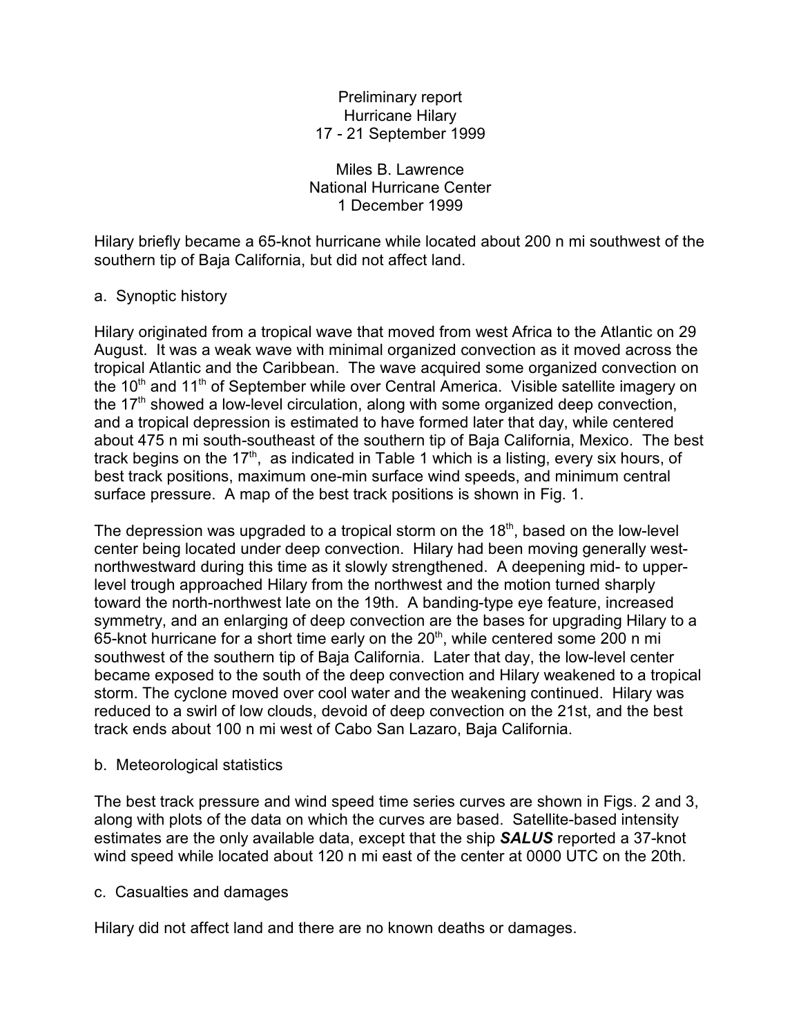# Preliminary report
# Hurricane Hilary
## 17 - 21 September 1999

Miles B. Lawrence
National Hurricane Center
1 December 1999

Hilary briefly became a 65-knot hurricane while located about 200 n mi southwest of the southern tip of Baja California, but did not affect land.

## a. Synoptic history

Hilary originated from a tropical wave that moved from west Africa to the Atlantic on 29 August. It was a weak wave with minimal organized convection as it moved across the tropical Atlantic and the Caribbean. The wave acquired some organized convection on the 10th and 11th of September while over Central America. Visible satellite imagery on the 17th showed a low-level circulation, along with some organized deep convection, and a tropical depression is estimated to have formed later that day, while centered about 475 n mi south-southeast of the southern tip of Baja California, Mexico. The best track begins on the 17th, as indicated in Table 1 which is a listing, every six hours, of best track positions, maximum one-min surface wind speeds, and minimum central surface pressure. A map of the best track positions is shown in Fig. 1.

The depression was upgraded to a tropical storm on the 18th, based on the low-level center being located under deep convection. Hilary had been moving generally west-northwestward during this time as it slowly strengthened. A deepening mid- to upper-level trough approached Hilary from the northwest and the motion turned sharply toward the north-northwest late on the 19th. A banding-type eye feature, increased symmetry, and an enlarging of deep convection are the bases for upgrading Hilary to a 65-knot hurricane for a short time early on the 20th, while centered some 200 n mi southwest of the southern tip of Baja California. Later that day, the low-level center became exposed to the south of the deep convection and Hilary weakened to a tropical storm. The cyclone moved over cool water and the weakening continued. Hilary was reduced to a swirl of low clouds, devoid of deep convection on the 21st, and the best track ends about 100 n mi west of Cabo San Lazaro, Baja California.

## b. Meteorological statistics

The best track pressure and wind speed time series curves are shown in Figs. 2 and 3, along with plots of the data on which the curves are based. Satellite-based intensity estimates are the only available data, except that the ship ***SALUS*** reported a 37-knot wind speed while located about 120 n mi east of the center at 0000 UTC on the 20th.

## c. Casualties and damages

Hilary did not affect land and there are no known deaths or damages.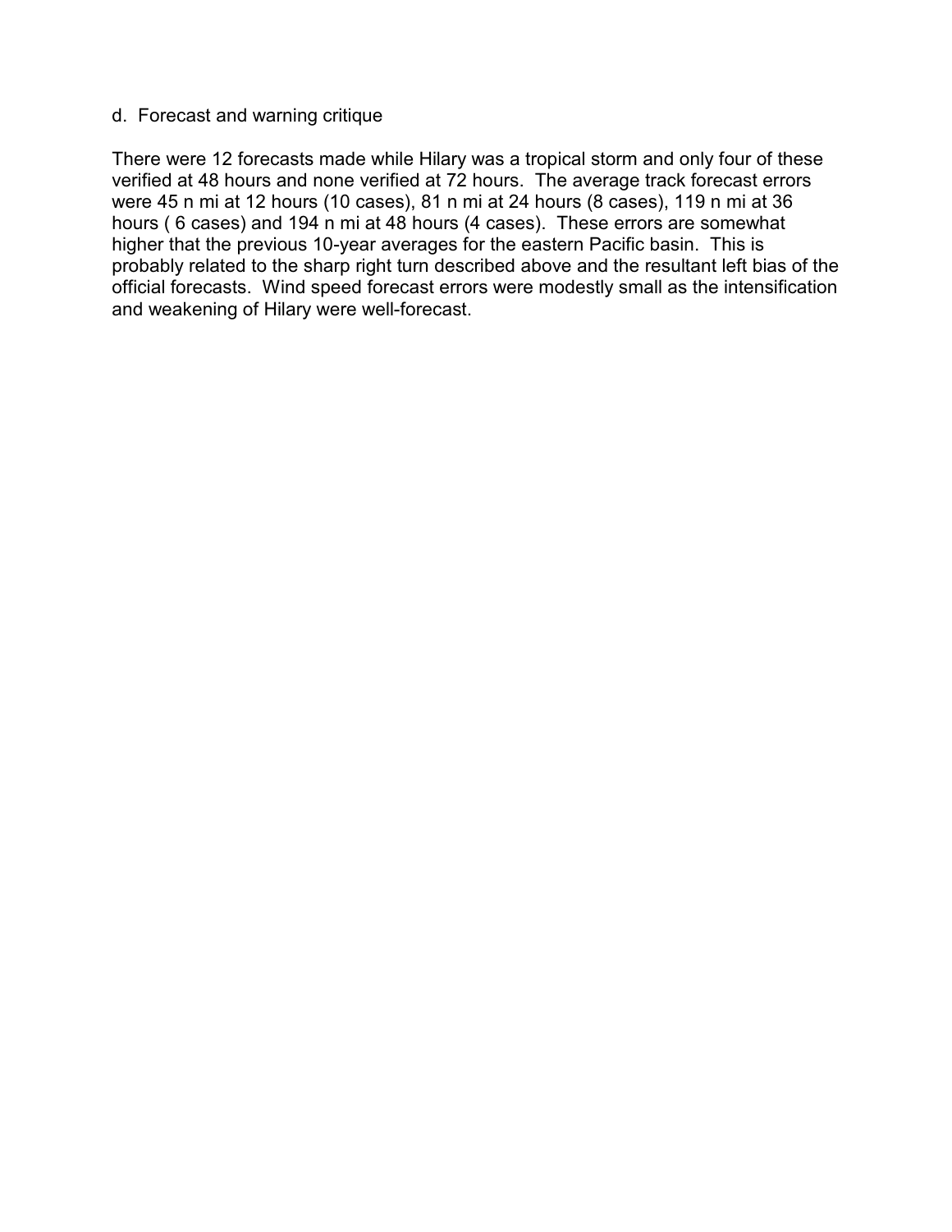d. Forecast and warning critique

There were 12 forecasts made while Hilary was a tropical storm and only four of these verified at 48 hours and none verified at 72 hours. The average track forecast errors were 45 n mi at 12 hours (10 cases), 81 n mi at 24 hours (8 cases), 119 n mi at 36 hours ( 6 cases) and 194 n mi at 48 hours (4 cases). These errors are somewhat higher that the previous 10-year averages for the eastern Pacific basin. This is probably related to the sharp right turn described above and the resultant left bias of the official forecasts. Wind speed forecast errors were modestly small as the intensification and weakening of Hilary were well-forecast.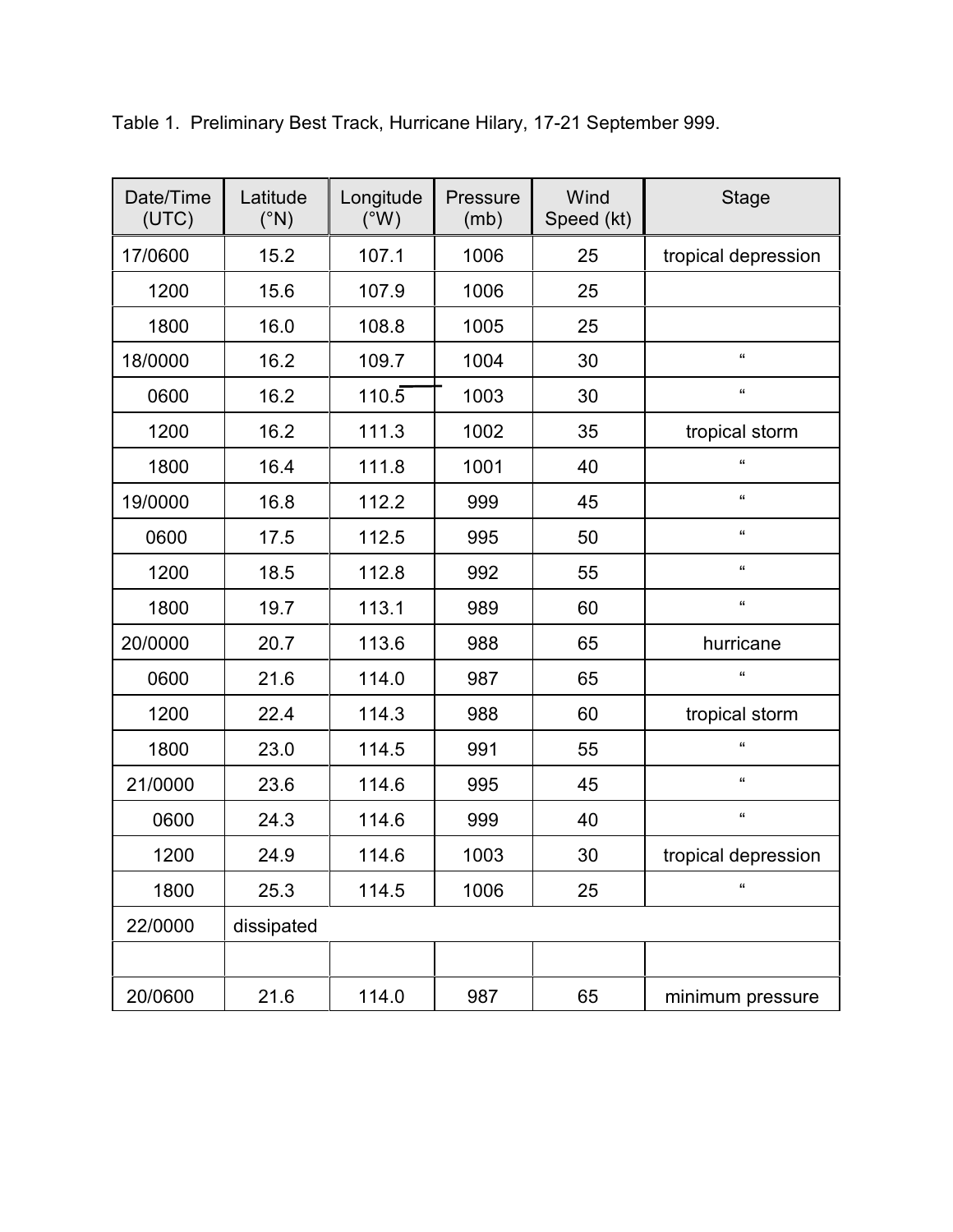Table 1. Preliminary Best Track, Hurricane Hilary, 17-21 September 999.

| Date/Time (UTC) | Latitude (°N) | Longitude (°W) | Pressure (mb) | Wind Speed (kt) | Stage |
|---|---|---|---|---|---|
| 17/0600 | 15.2 | 107.1 | 1006 | 25 | tropical depression |
| 1200 | 15.6 | 107.9 | 1006 | 25 | |
| 1800 | 16.0 | 108.8 | 1005 | 25 | |
| 18/0000 | 16.2 | 109.7 | 1004 | 30 | " |
| 0600 | 16.2 | 110.5 | 1003 | 30 | " |
| 1200 | 16.2 | 111.3 | 1002 | 35 | tropical storm |
| 1800 | 16.4 | 111.8 | 1001 | 40 | " |
| 19/0000 | 16.8 | 112.2 | 999 | 45 | " |
| 0600 | 17.5 | 112.5 | 995 | 50 | " |
| 1200 | 18.5 | 112.8 | 992 | 55 | " |
| 1800 | 19.7 | 113.1 | 989 | 60 | " |
| 20/0000 | 20.7 | 113.6 | 988 | 65 | hurricane |
| 0600 | 21.6 | 114.0 | 987 | 65 | " |
| 1200 | 22.4 | 114.3 | 988 | 60 | tropical storm |
| 1800 | 23.0 | 114.5 | 991 | 55 | " |
| 21/0000 | 23.6 | 114.6 | 995 | 45 | " |
| 0600 | 24.3 | 114.6 | 999 | 40 | " |
| 1200 | 24.9 | 114.6 | 1003 | 30 | tropical depression |
| 1800 | 25.3 | 114.5 | 1006 | 25 | " |
| 22/0000 | dissipated | | | | |
| | | | | | |
| 20/0600 | 21.6 | 114.0 | 987 | 65 | minimum pressure |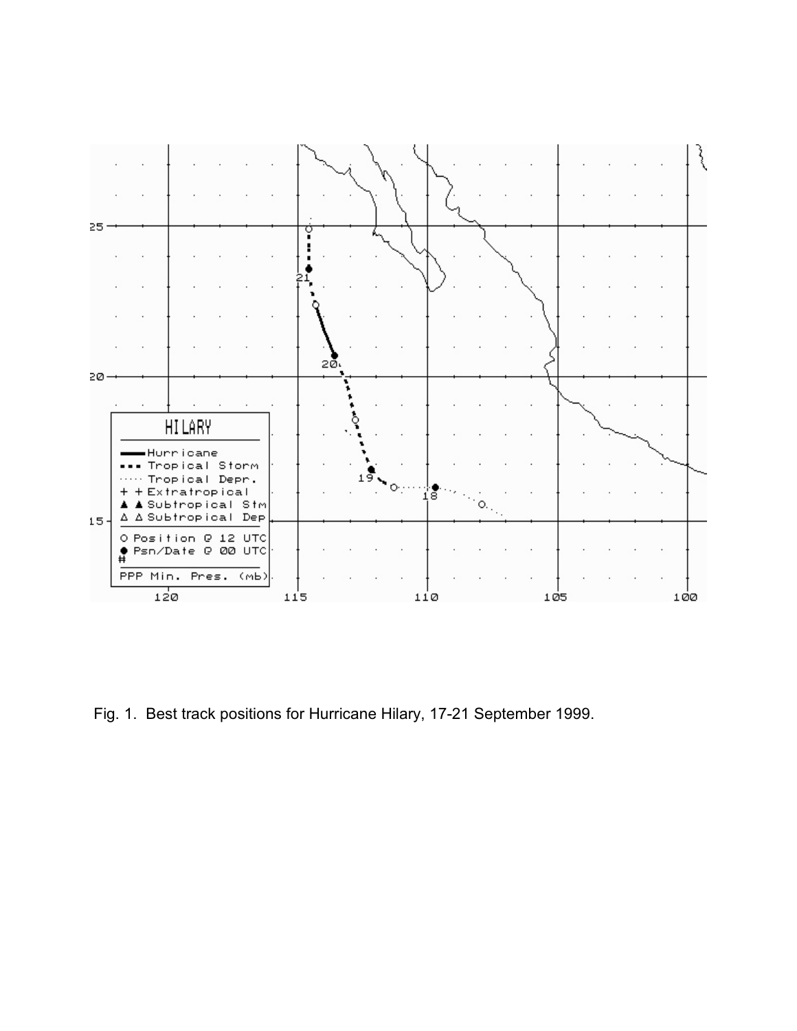Fig. 1. Best track positions for Hurricane Hilary, 17-21 September 1999.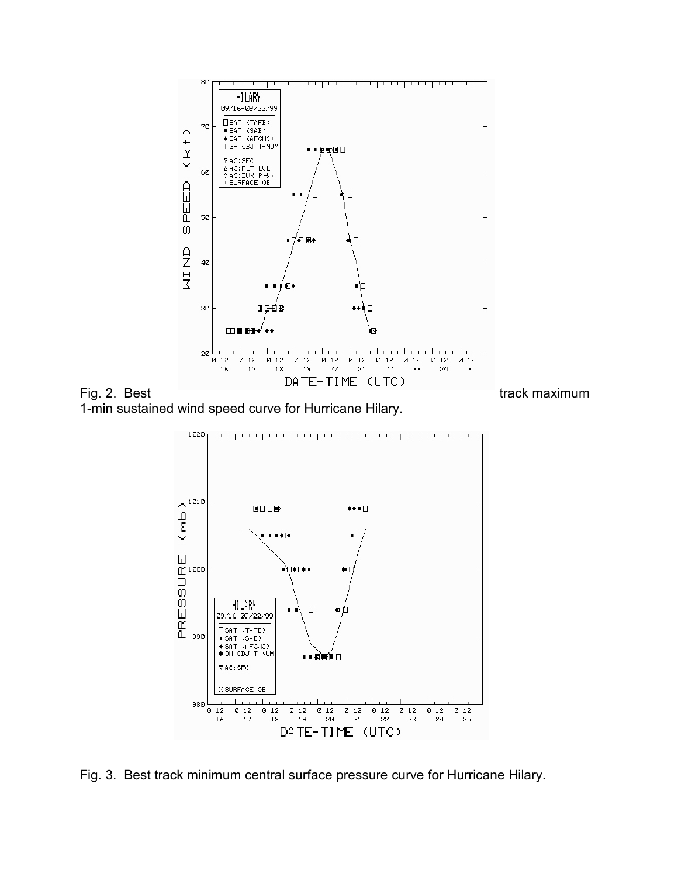80

70

60

50

40

30

20

WIND SPEED (kt)

HILARY
09/16-09/22/99

SAT (TAFB)
SAT (SAB)
SAT (AFGWC)
3H OBJ T-NUM

AC:SFC
AC:FLT LVL
AC:DVK P→W
SURFACE OB

0 12 0 12 0 12 0 12 0 12 0 12 0 12 0 12 0 12 0 12
16 17 18 19 20 21 22 23 24 25

DATE-TIME (UTC)

Fig. 2. Best track maximum 1-min sustained wind speed curve for Hurricane Hilary.

1020

1010

1000

990

980

PRESSURE (mb)

HILARY
09/16-09/22/99

SAT (TAFB)
SAT (SAB)
SAT (AFGWC)
3H OBJ T-NUM

AC:SFC

SURFACE OB

0 12 0 12 0 12 0 12 0 12 0 12 0 12 0 12 0 12 0 12
16 17 18 19 20 21 22 23 24 25

DATE-TIME (UTC)

Fig. 3. Best track minimum central surface pressure curve for Hurricane Hilary.